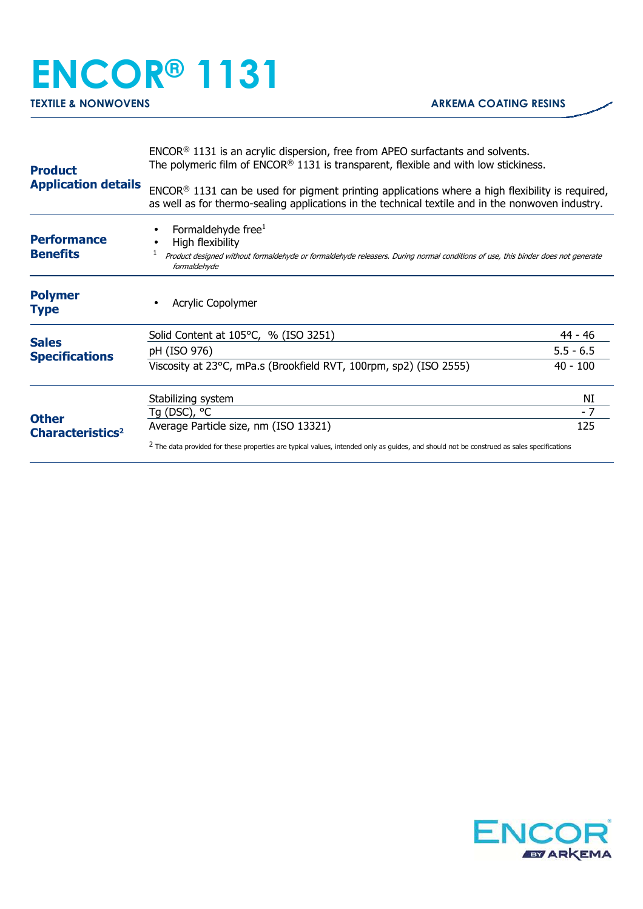# ENCOR® 1131

**TEXTILE & NONWOVENS** | **ARKEMA COATING RESINS**

## Product Application details

ENCOR® 1131 is an acrylic dispersion, free from APEO surfactants and solvents.
The polymeric film of ENCOR® 1131 is transparent, flexible and with low stickiness.

ENCOR® 1131 can be used for pigment printing applications where a high flexibility is required, as well as for thermo-sealing applications in the technical textile and in the nonwoven industry.

## Performance Benefits

- Formaldehyde free[1]
- High flexibility

[1] *Product designed without formaldehyde or formaldehyde releasers. During normal conditions of use, this binder does not generate formaldehyde*

## Polymer Type

- Acrylic Copolymer

## Sales Specifications

| Property | Value |
|---|---|
| Solid Content at 105°C, % (ISO 3251) | 44 - 46 |
| pH (ISO 976) | 5.5 - 6.5 |
| Viscosity at 23°C, mPa.s (Brookfield RVT, 100rpm, sp2) (ISO 2555) | 40 - 100 |

## Other Characteristics[2]

| Property | Value |
|---|---|
| Stabilizing system | NI |
| Tg (DSC), °C | - 7 |
| Average Particle size, nm (ISO 13321) | 125 |

[2] The data provided for these properties are typical values, intended only as guides, and should not be construed as sales specifications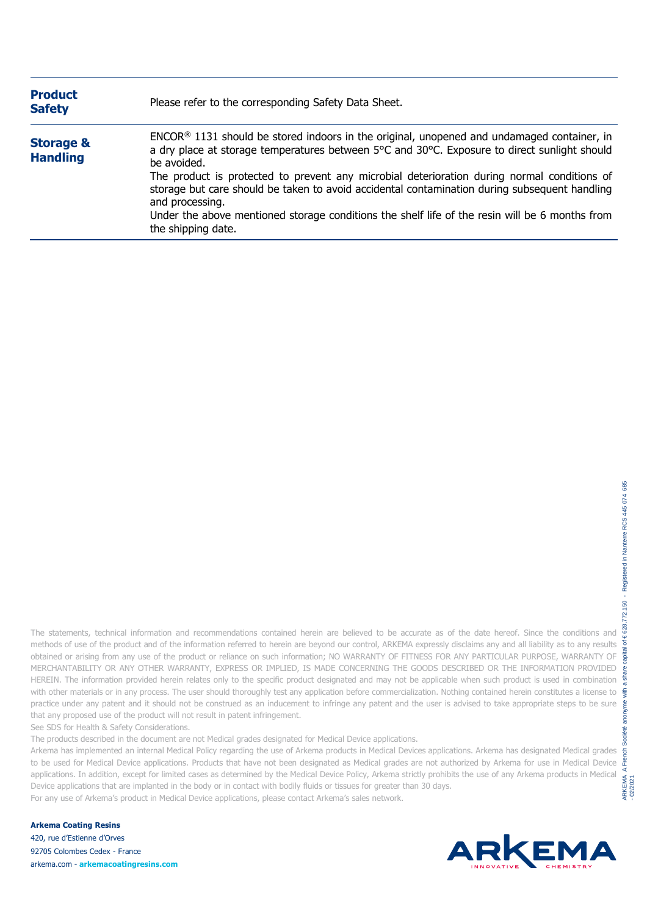| | |
|---|---|
| **Product Safety** | Please refer to the corresponding Safety Data Sheet. |
| **Storage & Handling** | ENCOR® 1131 should be stored indoors in the original, unopened and undamaged container, in a dry place at storage temperatures between 5°C and 30°C. Exposure to direct sunlight should be avoided.<br>The product is protected to prevent any microbial deterioration during normal conditions of storage but care should be taken to avoid accidental contamination during subsequent handling and processing.<br>Under the above mentioned storage conditions the shelf life of the resin will be 6 months from the shipping date. |

The statements, technical information and recommendations contained herein are believed to be accurate as of the date hereof. Since the conditions and methods of use of the product and of the information referred to herein are beyond our control, ARKEMA expressly disclaims any and all liability as to any results obtained or arising from any use of the product or reliance on such information; NO WARRANTY OF FITNESS FOR ANY PARTICULAR PURPOSE, WARRANTY OF MERCHANTABILITY OR ANY OTHER WARRANTY, EXPRESS OR IMPLIED, IS MADE CONCERNING THE GOODS DESCRIBED OR THE INFORMATION PROVIDED HEREIN. The information provided herein relates only to the specific product designated and may not be applicable when such product is used in combination with other materials or in any process. The user should thoroughly test any application before commercialization. Nothing contained herein constitutes a license to practice under any patent and it should not be construed as an inducement to infringe any patent and the user is advised to take appropriate steps to be sure that any proposed use of the product will not result in patent infringement.

See SDS for Health & Safety Considerations.

The products described in the document are not Medical grades designated for Medical Device applications.

Arkema has implemented an internal Medical Policy regarding the use of Arkema products in Medical Devices applications. Arkema has designated Medical grades to be used for Medical Device applications. Products that have not been designated as Medical grades are not authorized by Arkema for use in Medical Device applications. In addition, except for limited cases as determined by the Medical Device Policy, Arkema strictly prohibits the use of any Arkema products in Medical Device applications that are implanted in the body or in contact with bodily fluids or tissues for greater than 30 days.

For any use of Arkema's product in Medical Device applications, please contact Arkema's sales network.

**Arkema Coating Resins**
420, rue d'Estienne d'Orves
92705 Colombes Cedex - France
arkema.com - **arkemacoatingresins.com**

ARKEMA A French Société anonyme with a share capital of € 628.772.150 - Registered in Nanterre RCS 445 074 685 - 02/2021